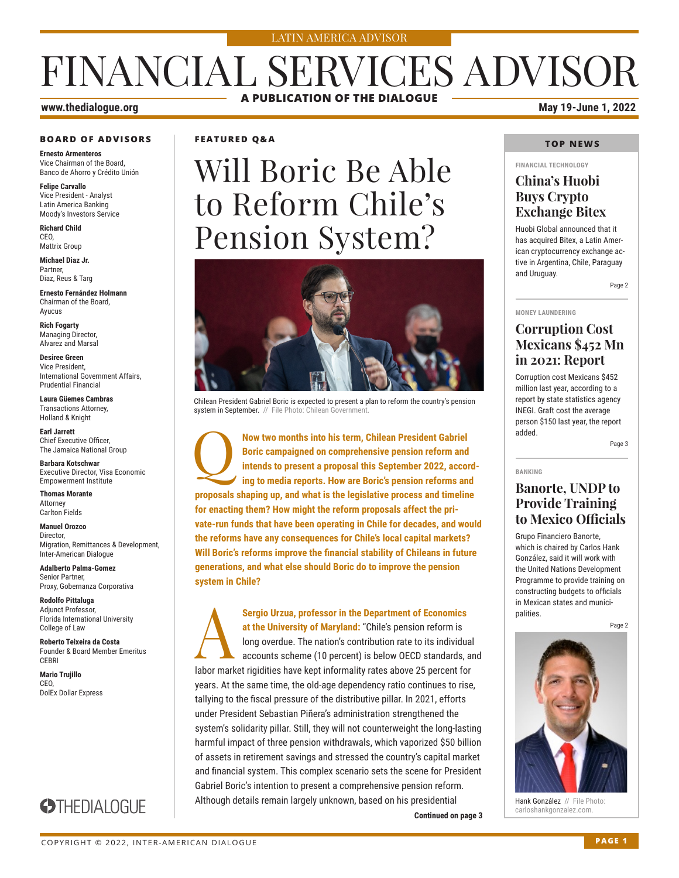LATIN AMERICA ADVISOR

# FINANCIAL SERVICES ADVISOR

A PUBLICATION OF THE DIALOGUE

www.thedialogue.org

May 19-June 1, 2022

## BOARD OF ADVISORS

**Ernesto Armenteros**
Vice Chairman of the Board,
Banco de Ahorro y Crédito Unión

**Felipe Carvallo**
Vice President - Analyst
Latin America Banking
Moody's Investors Service

**Richard Child**
CEO,
Mattrix Group

**Michael Diaz Jr.**
Partner,
Diaz, Reus & Targ

**Ernesto Fernández Holmann**
Chairman of the Board,
Ayucus

**Rich Fogarty**
Managing Director,
Alvarez and Marsal

**Desiree Green**
Vice President,
International Government Affairs,
Prudential Financial

**Laura Güemes Cambras**
Transactions Attorney,
Holland & Knight

**Earl Jarrett**
Chief Executive Officer,
The Jamaica National Group

**Barbara Kotschwar**
Executive Director, Visa Economic
Empowerment Institute

**Thomas Morante**
Attorney
Carlton Fields

**Manuel Orozco**
Director,
Migration, Remittances & Development,
Inter-American Dialogue

**Adalberto Palma-Gomez**
Senior Partner,
Proxy, Gobernanza Corporativa

**Rodolfo Pittaluga**
Adjunct Professor,
Florida International University
College of Law

**Roberto Teixeira da Costa**
Founder & Board Member Emeritus
CEBRI

**Mario Trujillo**
CEO,
DolEx Dollar Express

THEDIALOGUE

## FEATURED Q&A

# Will Boric Be Able to Reform Chile's Pension System?

Chilean President Gabriel Boric is expected to present a plan to reform the country's pension system in September. // File Photo: Chilean Government.

**Q: Now two months into his term, Chilean President Gabriel Boric campaigned on comprehensive pension reform and intends to present a proposal this September 2022, according to media reports. How are Boric's pension reforms and proposals shaping up, and what is the legislative process and timeline for enacting them? How might the reform proposals affect the private-run funds that have been operating in Chile for decades, and would the reforms have any consequences for Chile's local capital markets? Will Boric's reforms improve the financial stability of Chileans in future generations, and what else should Boric do to improve the pension system in Chile?**

**A: Sergio Urzua, professor in the Department of Economics at the University of Maryland:** "Chile's pension reform is long overdue. The nation's contribution rate to its individual accounts scheme (10 percent) is below OECD standards, and labor market rigidities have kept informality rates above 25 percent for years. At the same time, the old-age dependency ratio continues to rise, tallying to the fiscal pressure of the distributive pillar. In 2021, efforts under President Sebastian Piñera's administration strengthened the system's solidarity pillar. Still, they will not counterweight the long-lasting harmful impact of three pension withdrawals, which vaporized $50 billion of assets in retirement savings and stressed the country's capital market and financial system. This complex scenario sets the scene for President Gabriel Boric's intention to present a comprehensive pension reform. Although details remain largely unknown, based on his presidential

**Continued on page 3**

## TOP NEWS

FINANCIAL TECHNOLOGY

### China's Huobi Buys Crypto Exchange Bitex

Huobi Global announced that it has acquired Bitex, a Latin American cryptocurrency exchange active in Argentina, Chile, Paraguay and Uruguay.

Page 2

MONEY LAUNDERING

### Corruption Cost Mexicans $452 Mn in 2021: Report

Corruption cost Mexicans $452 million last year, according to a report by state statistics agency INEGI. Graft cost the average person $150 last year, the report added.

Page 3

BANKING

### Banorte, UNDP to Provide Training to Mexico Officials

Grupo Financiero Banorte, which is chaired by Carlos Hank González, said it will work with the United Nations Development Programme to provide training on constructing budgets to officials in Mexican states and municipalities.

Page 2

Hank González // File Photo: carloshankgonzalez.com.

COPYRIGHT © 2022, INTER-AMERICAN DIALOGUE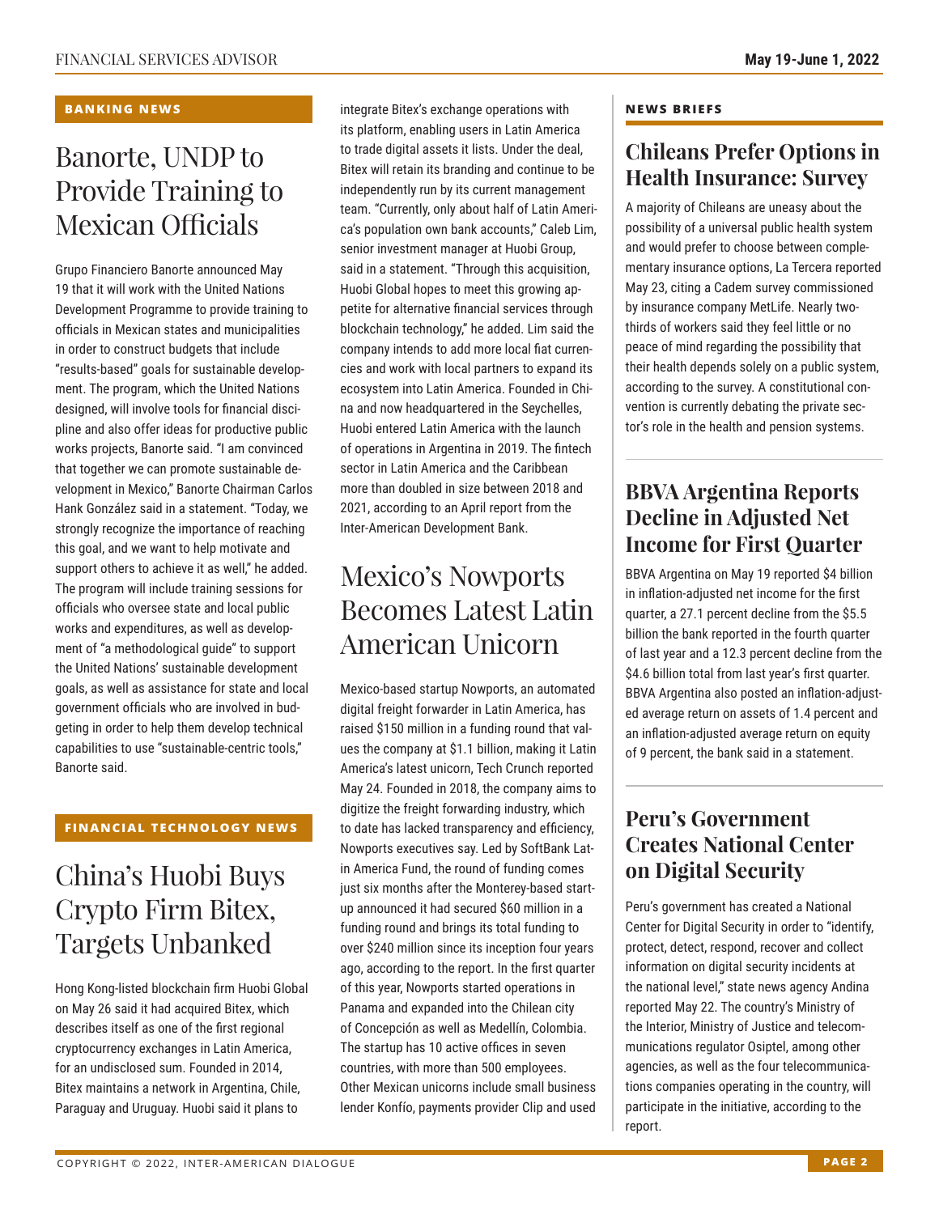**BANKING NEWS**

# Banorte, UNDP to Provide Training to Mexican Officials

Grupo Financiero Banorte announced May 19 that it will work with the United Nations Development Programme to provide training to officials in Mexican states and municipalities in order to construct budgets that include "results-based" goals for sustainable development. The program, which the United Nations designed, will involve tools for financial discipline and also offer ideas for productive public works projects, Banorte said. "I am convinced that together we can promote sustainable development in Mexico," Banorte Chairman Carlos Hank González said in a statement. "Today, we strongly recognize the importance of reaching this goal, and we want to help motivate and support others to achieve it as well," he added. The program will include training sessions for officials who oversee state and local public works and expenditures, as well as development of "a methodological guide" to support the United Nations' sustainable development goals, as well as assistance for state and local government officials who are involved in budgeting in order to help them develop technical capabilities to use "sustainable-centric tools," Banorte said.

**FINANCIAL TECHNOLOGY NEWS**

# China's Huobi Buys Crypto Firm Bitex, Targets Unbanked

Hong Kong-listed blockchain firm Huobi Global on May 26 said it had acquired Bitex, which describes itself as one of the first regional cryptocurrency exchanges in Latin America, for an undisclosed sum. Founded in 2014, Bitex maintains a network in Argentina, Chile, Paraguay and Uruguay. Huobi said it plans to integrate Bitex's exchange operations with its platform, enabling users in Latin America to trade digital assets it lists. Under the deal, Bitex will retain its branding and continue to be independently run by its current management team. "Currently, only about half of Latin America's population own bank accounts," Caleb Lim, senior investment manager at Huobi Group, said in a statement. "Through this acquisition, Huobi Global hopes to meet this growing appetite for alternative financial services through blockchain technology," he added. Lim said the company intends to add more local fiat currencies and work with local partners to expand its ecosystem into Latin America. Founded in China and now headquartered in the Seychelles, Huobi entered Latin America with the launch of operations in Argentina in 2019. The fintech sector in Latin America and the Caribbean more than doubled in size between 2018 and 2021, according to an April report from the Inter-American Development Bank.

# Mexico's Nowports Becomes Latest Latin American Unicorn

Mexico-based startup Nowports, an automated digital freight forwarder in Latin America, has raised $150 million in a funding round that values the company at $1.1 billion, making it Latin America's latest unicorn, Tech Crunch reported May 24. Founded in 2018, the company aims to digitize the freight forwarding industry, which to date has lacked transparency and efficiency, Nowports executives say. Led by SoftBank Latin America Fund, the round of funding comes just six months after the Monterey-based startup announced it had secured $60 million in a funding round and brings its total funding to over $240 million since its inception four years ago, according to the report. In the first quarter of this year, Nowports started operations in Panama and expanded into the Chilean city of Concepción as well as Medellín, Colombia. The startup has 10 active offices in seven countries, with more than 500 employees. Other Mexican unicorns include small business lender Konfío, payments provider Clip and used

**NEWS BRIEFS**

## Chileans Prefer Options in Health Insurance: Survey

A majority of Chileans are uneasy about the possibility of a universal public health system and would prefer to choose between complementary insurance options, La Tercera reported May 23, citing a Cadem survey commissioned by insurance company MetLife. Nearly two-thirds of workers said they feel little or no peace of mind regarding the possibility that their health depends solely on a public system, according to the survey. A constitutional convention is currently debating the private sector's role in the health and pension systems.

## BBVA Argentina Reports Decline in Adjusted Net Income for First Quarter

BBVA Argentina on May 19 reported $4 billion in inflation-adjusted net income for the first quarter, a 27.1 percent decline from the $5.5 billion the bank reported in the fourth quarter of last year and a 12.3 percent decline from the $4.6 billion total from last year's first quarter. BBVA Argentina also posted an inflation-adjusted average return on assets of 1.4 percent and an inflation-adjusted average return on equity of 9 percent, the bank said in a statement.

## Peru's Government Creates National Center on Digital Security

Peru's government has created a National Center for Digital Security in order to "identify, protect, detect, respond, recover and collect information on digital security incidents at the national level," state news agency Andina reported May 22. The country's Ministry of the Interior, Ministry of Justice and telecommunications regulator Osiptel, among other agencies, as well as the four telecommunications companies operating in the country, will participate in the initiative, according to the report.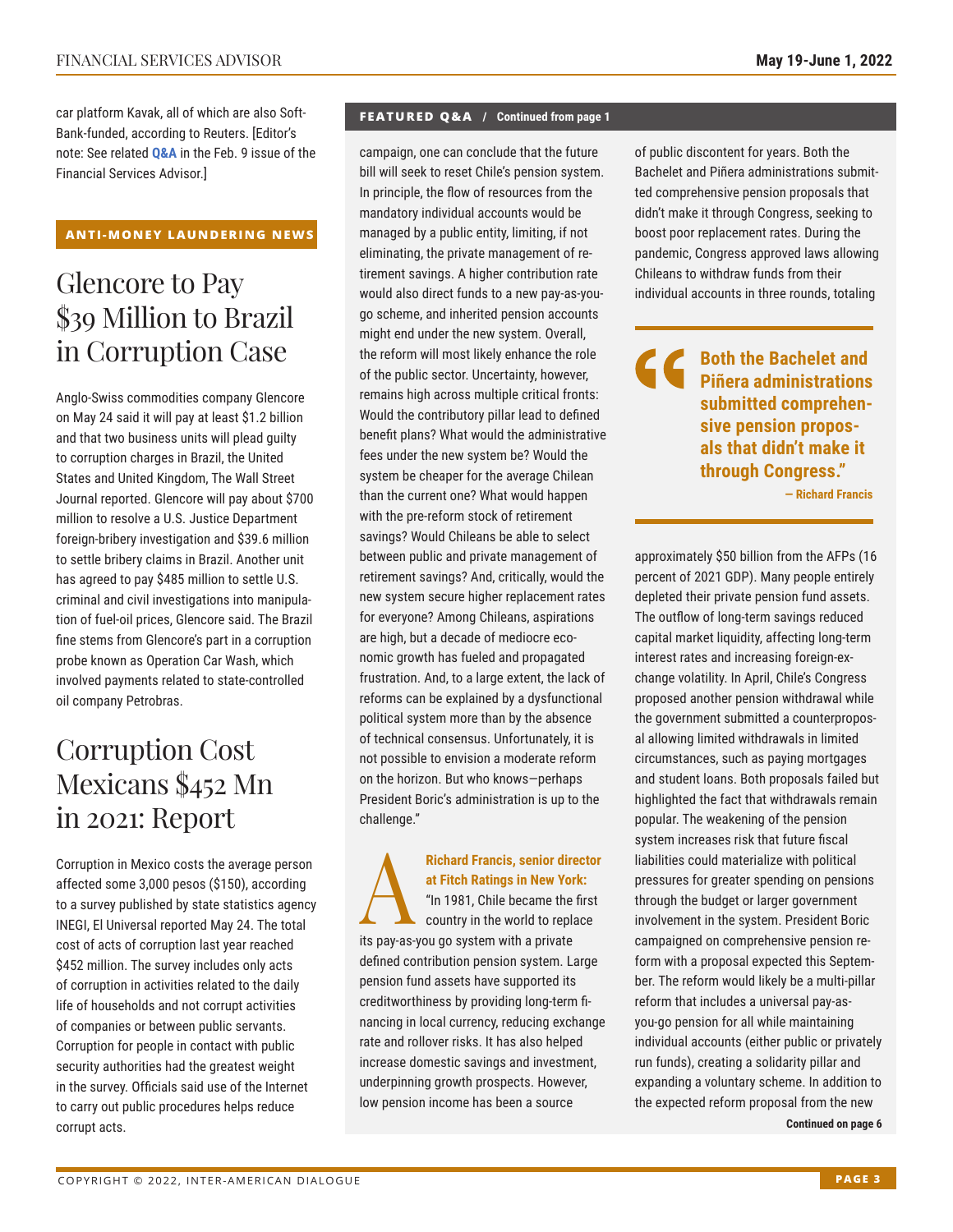car platform Kavak, all of which are also SoftBank-funded, according to Reuters. [Editor's note: See related **Q&A** in the Feb. 9 issue of the Financial Services Advisor.]

**ANTI-MONEY LAUNDERING NEWS**

## Glencore to Pay $39 Million to Brazil in Corruption Case

Anglo-Swiss commodities company Glencore on May 24 said it will pay at least $1.2 billion and that two business units will plead guilty to corruption charges in Brazil, the United States and United Kingdom, The Wall Street Journal reported. Glencore will pay about $700 million to resolve a U.S. Justice Department foreign-bribery investigation and $39.6 million to settle bribery claims in Brazil. Another unit has agreed to pay $485 million to settle U.S. criminal and civil investigations into manipulation of fuel-oil prices, Glencore said. The Brazil fine stems from Glencore's part in a corruption probe known as Operation Car Wash, which involved payments related to state-controlled oil company Petrobras.

## Corruption Cost Mexicans $452 Mn in 2021: Report

Corruption in Mexico costs the average person affected some 3,000 pesos ($150), according to a survey published by state statistics agency INEGI, El Universal reported May 24. The total cost of acts of corruption last year reached $452 million. The survey includes only acts of corruption in activities related to the daily life of households and not corrupt activities of companies or between public servants. Corruption for people in contact with public security authorities had the greatest weight in the survey. Officials said use of the Internet to carry out public procedures helps reduce corrupt acts.

**FEATURED Q&A / Continued from page 1**

campaign, one can conclude that the future bill will seek to reset Chile's pension system. In principle, the flow of resources from the mandatory individual accounts would be managed by a public entity, limiting, if not eliminating, the private management of retirement savings. A higher contribution rate would also direct funds to a new pay-as-you-go scheme, and inherited pension accounts might end under the new system. Overall, the reform will most likely enhance the role of the public sector. Uncertainty, however, remains high across multiple critical fronts: Would the contributory pillar lead to defined benefit plans? What would the administrative fees under the new system be? Would the system be cheaper for the average Chilean than the current one? What would happen with the pre-reform stock of retirement savings? Would Chileans be able to select between public and private management of retirement savings? And, critically, would the new system secure higher replacement rates for everyone? Among Chileans, aspirations are high, but a decade of mediocre economic growth has fueled and propagated frustration. And, to a large extent, the lack of reforms can be explained by a dysfunctional political system more than by the absence of technical consensus. Unfortunately, it is not possible to envision a moderate reform on the horizon. But who knows—perhaps President Boric's administration is up to the challenge."

**A** **Richard Francis, senior director at Fitch Ratings in New York:** "In 1981, Chile became the first country in the world to replace its pay-as-you go system with a private defined contribution pension system. Large pension fund assets have supported its creditworthiness by providing long-term financing in local currency, reducing exchange rate and rollover risks. It has also helped increase domestic savings and investment, underpinning growth prospects. However, low pension income has been a source of public discontent for years. Both the Bachelet and Piñera administrations submitted comprehensive pension proposals that didn't make it through Congress, seeking to boost poor replacement rates. During the pandemic, Congress approved laws allowing Chileans to withdraw funds from their individual accounts in three rounds, totaling approximately $50 billion from the AFPs (16 percent of 2021 GDP). Many people entirely depleted their private pension fund assets. The outflow of long-term savings reduced capital market liquidity, affecting long-term interest rates and increasing foreign-exchange volatility. In April, Chile's Congress proposed another pension withdrawal while the government submitted a counterproposal allowing limited withdrawals in limited circumstances, such as paying mortgages and student loans. Both proposals failed but highlighted the fact that withdrawals remain popular. The weakening of the pension system increases risk that future fiscal liabilities could materialize with political pressures for greater spending on pensions through the budget or larger government involvement in the system. President Boric campaigned on comprehensive pension reform with a proposal expected this September. The reform would likely be a multi-pillar reform that includes a universal pay-as-you-go pension for all while maintaining individual accounts (either public or privately run funds), creating a solidarity pillar and expanding a voluntary scheme. In addition to the expected reform proposal from the new

> **"Both the Bachelet and Piñera administrations submitted comprehensive pension proposals that didn't make it through Congress."**
> — Richard Francis

Continued on page 6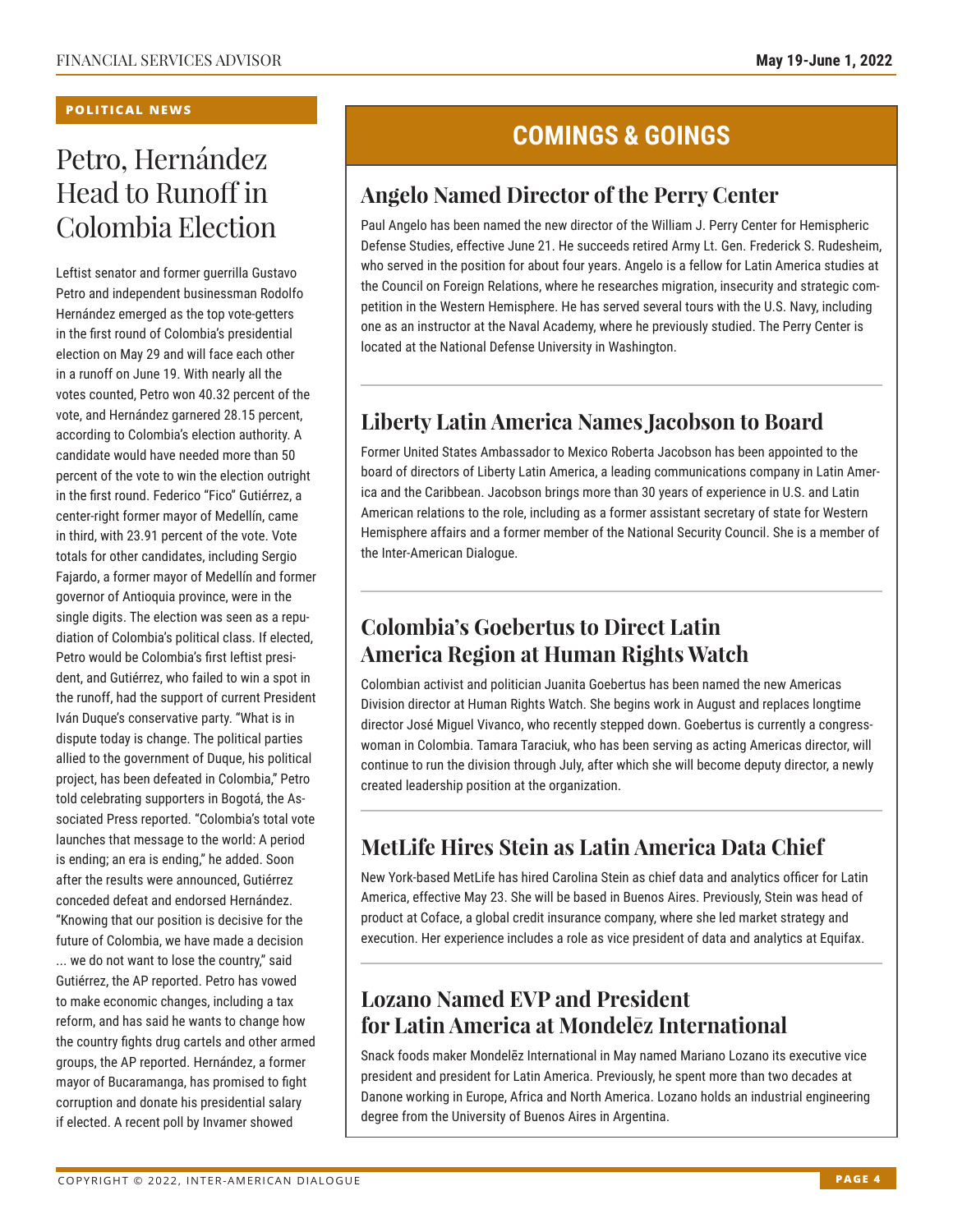POLITICAL NEWS

# Petro, Hernández Head to Runoff in Colombia Election

Leftist senator and former guerrilla Gustavo Petro and independent businessman Rodolfo Hernández emerged as the top vote-getters in the first round of Colombia's presidential election on May 29 and will face each other in a runoff on June 19. With nearly all the votes counted, Petro won 40.32 percent of the vote, and Hernández garnered 28.15 percent, according to Colombia's election authority. A candidate would have needed more than 50 percent of the vote to win the election outright in the first round. Federico "Fico" Gutiérrez, a center-right former mayor of Medellín, came in third, with 23.91 percent of the vote. Vote totals for other candidates, including Sergio Fajardo, a former mayor of Medellín and former governor of Antioquia province, were in the single digits. The election was seen as a repudiation of Colombia's political class. If elected, Petro would be Colombia's first leftist president, and Gutiérrez, who failed to win a spot in the runoff, had the support of current President Iván Duque's conservative party. "What is in dispute today is change. The political parties allied to the government of Duque, his political project, has been defeated in Colombia," Petro told celebrating supporters in Bogotá, the Associated Press reported. "Colombia's total vote launches that message to the world: A period is ending; an era is ending," he added. Soon after the results were announced, Gutiérrez conceded defeat and endorsed Hernández. "Knowing that our position is decisive for the future of Colombia, we have made a decision ... we do not want to lose the country," said Gutiérrez, the AP reported. Petro has vowed to make economic changes, including a tax reform, and has said he wants to change how the country fights drug cartels and other armed groups, the AP reported. Hernández, a former mayor of Bucaramanga, has promised to fight corruption and donate his presidential salary if elected. A recent poll by Invamer showed

# COMINGS & GOINGS

## Angelo Named Director of the Perry Center

Paul Angelo has been named the new director of the William J. Perry Center for Hemispheric Defense Studies, effective June 21. He succeeds retired Army Lt. Gen. Frederick S. Rudesheim, who served in the position for about four years. Angelo is a fellow for Latin America studies at the Council on Foreign Relations, where he researches migration, insecurity and strategic competition in the Western Hemisphere. He has served several tours with the U.S. Navy, including one as an instructor at the Naval Academy, where he previously studied. The Perry Center is located at the National Defense University in Washington.

## Liberty Latin America Names Jacobson to Board

Former United States Ambassador to Mexico Roberta Jacobson has been appointed to the board of directors of Liberty Latin America, a leading communications company in Latin America and the Caribbean. Jacobson brings more than 30 years of experience in U.S. and Latin American relations to the role, including as a former assistant secretary of state for Western Hemisphere affairs and a former member of the National Security Council. She is a member of the Inter-American Dialogue.

## Colombia's Goebertus to Direct Latin America Region at Human Rights Watch

Colombian activist and politician Juanita Goebertus has been named the new Americas Division director at Human Rights Watch. She begins work in August and replaces longtime director José Miguel Vivanco, who recently stepped down. Goebertus is currently a congresswoman in Colombia. Tamara Taraciuk, who has been serving as acting Americas director, will continue to run the division through July, after which she will become deputy director, a newly created leadership position at the organization.

## MetLife Hires Stein as Latin America Data Chief

New York-based MetLife has hired Carolina Stein as chief data and analytics officer for Latin America, effective May 23. She will be based in Buenos Aires. Previously, Stein was head of product at Coface, a global credit insurance company, where she led market strategy and execution. Her experience includes a role as vice president of data and analytics at Equifax.

## Lozano Named EVP and President for Latin America at Mondelēz International

Snack foods maker Mondelēz International in May named Mariano Lozano its executive vice president and president for Latin America. Previously, he spent more than two decades at Danone working in Europe, Africa and North America. Lozano holds an industrial engineering degree from the University of Buenos Aires in Argentina.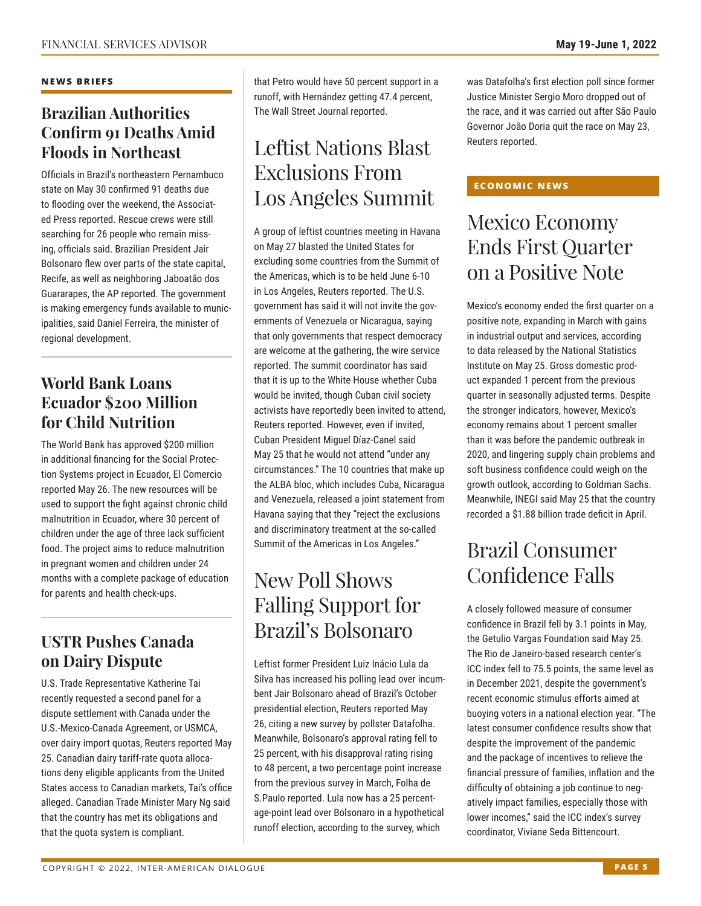## NEWS BRIEFS

### Brazilian Authorities Confirm 91 Deaths Amid Floods in Northeast

Officials in Brazil's northeastern Pernambuco state on May 30 confirmed 91 deaths due to flooding over the weekend, the Associated Press reported. Rescue crews were still searching for 26 people who remain missing, officials said. Brazilian President Jair Bolsonaro flew over parts of the state capital, Recife, as well as neighboring Jaboatão dos Guararapes, the AP reported. The government is making emergency funds available to municipalities, said Daniel Ferreira, the minister of regional development.

### World Bank Loans Ecuador $200 Million for Child Nutrition

The World Bank has approved $200 million in additional financing for the Social Protection Systems project in Ecuador, El Comercio reported May 26. The new resources will be used to support the fight against chronic child malnutrition in Ecuador, where 30 percent of children under the age of three lack sufficient food. The project aims to reduce malnutrition in pregnant women and children under 24 months with a complete package of education for parents and health check-ups.

### USTR Pushes Canada on Dairy Dispute

U.S. Trade Representative Katherine Tai recently requested a second panel for a dispute settlement with Canada under the U.S.-Mexico-Canada Agreement, or USMCA, over dairy import quotas, Reuters reported May 25. Canadian dairy tariff-rate quota allocations deny eligible applicants from the United States access to Canadian markets, Tai's office alleged. Canadian Trade Minister Mary Ng said that the country has met its obligations and that the quota system is compliant.

that Petro would have 50 percent support in a runoff, with Hernández getting 47.4 percent, The Wall Street Journal reported.

## Leftist Nations Blast Exclusions From Los Angeles Summit

A group of leftist countries meeting in Havana on May 27 blasted the United States for excluding some countries from the Summit of the Americas, which is to be held June 6-10 in Los Angeles, Reuters reported. The U.S. government has said it will not invite the governments of Venezuela or Nicaragua, saying that only governments that respect democracy are welcome at the gathering, the wire service reported. The summit coordinator has said that it is up to the White House whether Cuba would be invited, though Cuban civil society activists have reportedly been invited to attend, Reuters reported. However, even if invited, Cuban President Miguel Díaz-Canel said May 25 that he would not attend "under any circumstances." The 10 countries that make up the ALBA bloc, which includes Cuba, Nicaragua and Venezuela, released a joint statement from Havana saying that they "reject the exclusions and discriminatory treatment at the so-called Summit of the Americas in Los Angeles."

## New Poll Shows Falling Support for Brazil's Bolsonaro

Leftist former President Luiz Inácio Lula da Silva has increased his polling lead over incumbent Jair Bolsonaro ahead of Brazil's October presidential election, Reuters reported May 26, citing a new survey by pollster Datafolha. Meanwhile, Bolsonaro's approval rating fell to 25 percent, with his disapproval rating rising to 48 percent, a two percentage point increase from the previous survey in March, Folha de S.Paulo reported. Lula now has a 25 percentage-point lead over Bolsonaro in a hypothetical runoff election, according to the survey, which was Datafolha's first election poll since former Justice Minister Sergio Moro dropped out of the race, and it was carried out after São Paulo Governor João Doria quit the race on May 23, Reuters reported.

## ECONOMIC NEWS

### Mexico Economy Ends First Quarter on a Positive Note

Mexico's economy ended the first quarter on a positive note, expanding in March with gains in industrial output and services, according to data released by the National Statistics Institute on May 25. Gross domestic product expanded 1 percent from the previous quarter in seasonally adjusted terms. Despite the stronger indicators, however, Mexico's economy remains about 1 percent smaller than it was before the pandemic outbreak in 2020, and lingering supply chain problems and soft business confidence could weigh on the growth outlook, according to Goldman Sachs. Meanwhile, INEGI said May 25 that the country recorded a $1.88 billion trade deficit in April.

### Brazil Consumer Confidence Falls

A closely followed measure of consumer confidence in Brazil fell by 3.1 points in May, the Getulio Vargas Foundation said May 25. The Rio de Janeiro-based research center's ICC index fell to 75.5 points, the same level as in December 2021, despite the government's recent economic stimulus efforts aimed at buoying voters in a national election year. "The latest consumer confidence results show that despite the improvement of the pandemic and the package of incentives to relieve the financial pressure of families, inflation and the difficulty of obtaining a job continue to negatively impact families, especially those with lower incomes," said the ICC index's survey coordinator, Viviane Seda Bittencourt.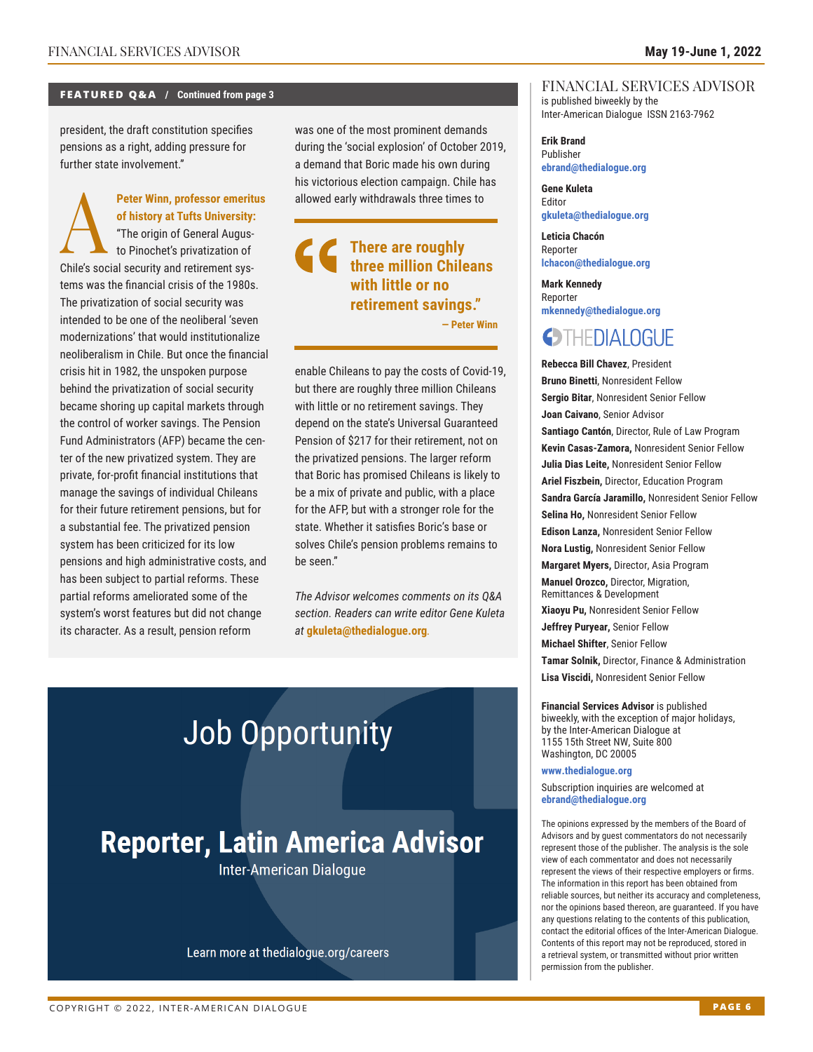**FEATURED Q&A / Continued from page 3**

president, the draft constitution specifies pensions as a right, adding pressure for further state involvement."

**A** **Peter Winn, professor emeritus of history at Tufts University:** "The origin of General Augusto Pinochet's privatization of Chile's social security and retirement systems was the financial crisis of the 1980s. The privatization of social security was intended to be one of the neoliberal 'seven modernizations' that would institutionalize neoliberalism in Chile. But once the financial crisis hit in 1982, the unspoken purpose behind the privatization of social security became shoring up capital markets through the control of worker savings. The Pension Fund Administrators (AFP) became the center of the new privatized system. They are private, for-profit financial institutions that manage the savings of individual Chileans for their future retirement pensions, but for a substantial fee. The privatized pension system has been criticized for its low pensions and high administrative costs, and has been subject to partial reforms. These partial reforms ameliorated some of the system's worst features but did not change its character. As a result, pension reform was one of the most prominent demands during the 'social explosion' of October 2019, a demand that Boric made his own during his victorious election campaign. Chile has allowed early withdrawals three times to enable Chileans to pay the costs of Covid-19, but there are roughly three million Chileans with little or no retirement savings. They depend on the state's Universal Guaranteed Pension of $217 for their retirement, not on the privatized pensions. The larger reform that Boric has promised Chileans is likely to be a mix of private and public, with a place for the AFP, but with a stronger role for the state. Whether it satisfies Boric's base or solves Chile's pension problems remains to be seen."

> **"There are roughly three million Chileans with little or no retirement savings."**
> — Peter Winn

*The Advisor welcomes comments on its Q&A section. Readers can write editor Gene Kuleta at* **gkuleta@thedialogue.org**.

## Job Opportunity

## Reporter, Latin America Advisor

Inter-American Dialogue

Learn more at thedialogue.org/careers

FINANCIAL SERVICES ADVISOR
is published biweekly by the Inter-American Dialogue ISSN 2163-7962

**Erik Brand**
Publisher
**ebrand@thedialogue.org**

**Gene Kuleta**
Editor
**gkuleta@thedialogue.org**

**Leticia Chacón**
Reporter
**lchacon@thedialogue.org**

**Mark Kennedy**
Reporter
**mkennedy@thedialogue.org**

THEDIALOGUE

**Rebecca Bill Chavez**, President
**Bruno Binetti**, Nonresident Fellow
**Sergio Bitar**, Nonresident Senior Fellow
**Joan Caivano**, Senior Advisor
**Santiago Cantón**, Director, Rule of Law Program
**Kevin Casas-Zamora,** Nonresident Senior Fellow
**Julia Dias Leite,** Nonresident Senior Fellow
**Ariel Fiszbein,** Director, Education Program
**Sandra García Jaramillo,** Nonresident Senior Fellow
**Selina Ho,** Nonresident Senior Fellow
**Edison Lanza,** Nonresident Senior Fellow
**Nora Lustig,** Nonresident Senior Fellow
**Margaret Myers,** Director, Asia Program
**Manuel Orozco,** Director, Migration, Remittances & Development
**Xiaoyu Pu,** Nonresident Senior Fellow
**Jeffrey Puryear,** Senior Fellow
**Michael Shifter**, Senior Fellow
**Tamar Solnik,** Director, Finance & Administration
**Lisa Viscidi,** Nonresident Senior Fellow

**Financial Services Advisor** is published biweekly, with the exception of major holidays, by the Inter-American Dialogue at
1155 15th Street NW, Suite 800
Washington, DC 20005

**www.thedialogue.org**

Subscription inquiries are welcomed at **ebrand@thedialogue.org**

The opinions expressed by the members of the Board of Advisors and by guest commentators do not necessarily represent those of the publisher. The analysis is the sole view of each commentator and does not necessarily represent the views of their respective employers or firms. The information in this report has been obtained from reliable sources, but neither its accuracy and completeness, nor the opinions based thereon, are guaranteed. If you have any questions relating to the contents of this publication, contact the editorial offices of the Inter-American Dialogue. Contents of this report may not be reproduced, stored in a retrieval system, or transmitted without prior written permission from the publisher.